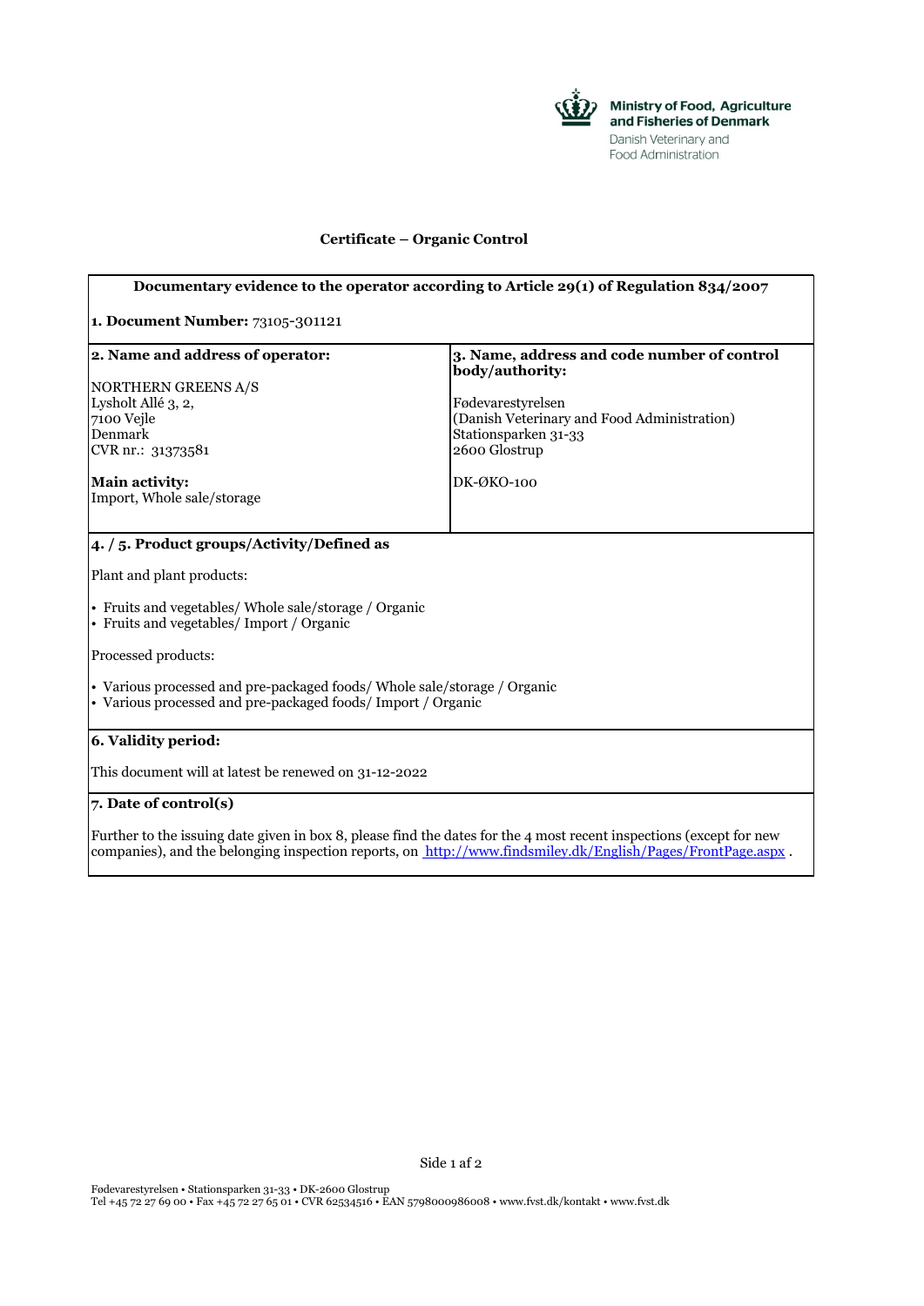Ministry of Food, Agriculture and Fisheries of Denmark
Danish Veterinary and Food Administration

# Certificate – Organic Control

**Documentary evidence to the operator according to Article 29(1) of Regulation 834/2007**

**1. Document Number:** 73105-301121

| **2. Name and address of operator:** | **3. Name, address and code number of control body/authority:** |
|---|---|
| NORTHERN GREENS A/S<br>Lysholt Allé 3, 2,<br>7100 Vejle<br>Denmark<br>CVR nr.: 31373581 | Fødevarestyrelsen<br>(Danish Veterinary and Food Administration)<br>Stationsparken 31-33<br>2600 Glostrup |
| **Main activity:**<br>Import, Whole sale/storage | DK-ØKO-100 |

**4. / 5. Product groups/Activity/Defined as**

Plant and plant products:

- Fruits and vegetables/ Whole sale/storage / Organic
- Fruits and vegetables/ Import / Organic

Processed products:

- Various processed and pre-packaged foods/ Whole sale/storage / Organic
- Various processed and pre-packaged foods/ Import / Organic

**6. Validity period:**

This document will at latest be renewed on 31-12-2022

**7. Date of control(s)**

Further to the issuing date given in box 8, please find the dates for the 4 most recent inspections (except for new companies), and the belonging inspection reports, on http://www.findsmiley.dk/English/Pages/FrontPage.aspx .

Fødevarestyrelsen • Stationsparken 31-33 • DK-2600 Glostrup
Tel +45 72 27 69 00 • Fax +45 72 27 65 01 • CVR 62534516 • EAN 5798000986008 • www.fvst.dk/kontakt • www.fvst.dk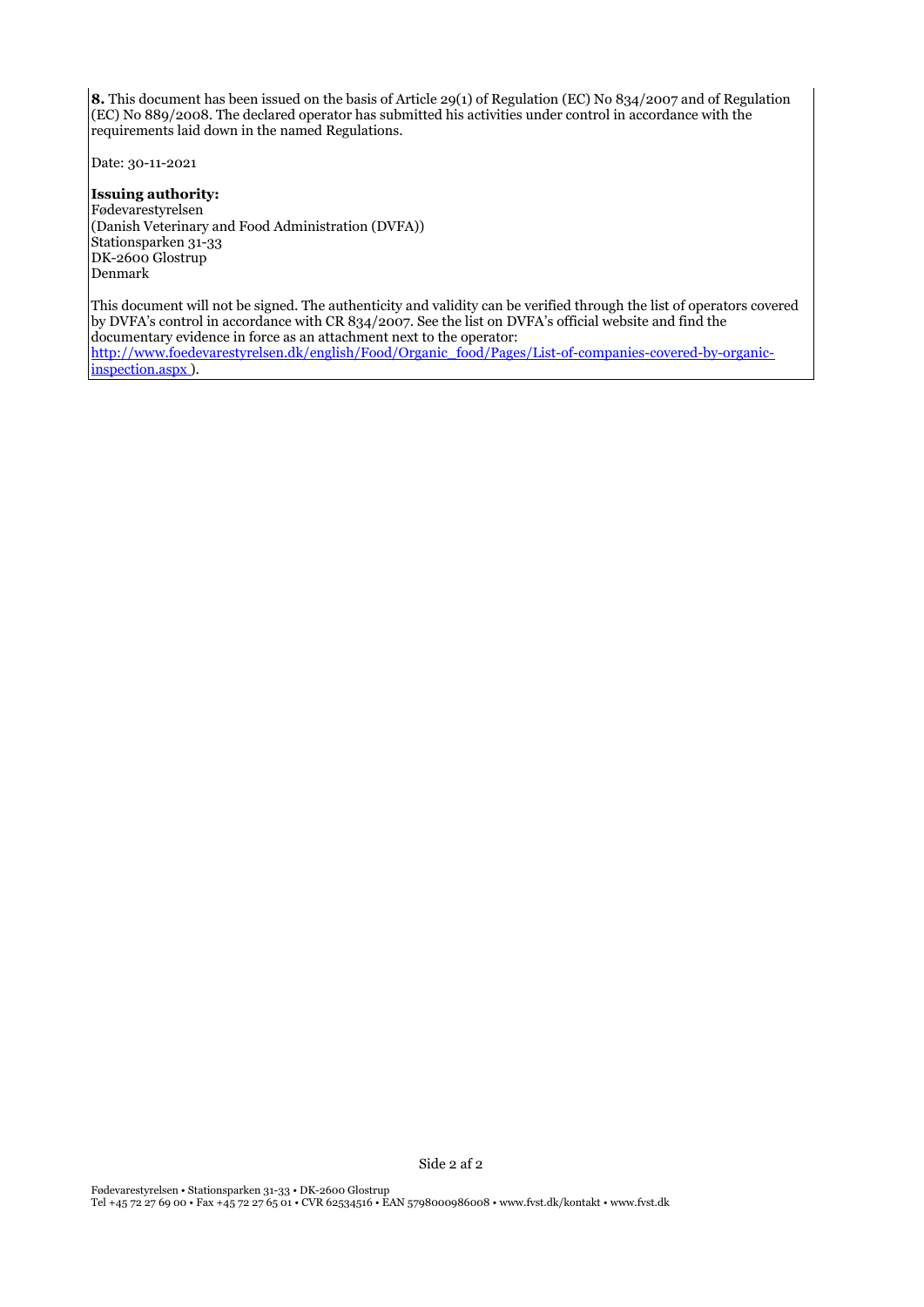**8.** This document has been issued on the basis of Article 29(1) of Regulation (EC) No 834/2007 and of Regulation (EC) No 889/2008. The declared operator has submitted his activities under control in accordance with the requirements laid down in the named Regulations.

Date: 30-11-2021

**Issuing authority:**
Fødevarestyrelsen
(Danish Veterinary and Food Administration (DVFA))
Stationsparken 31-33
DK-2600 Glostrup
Denmark

This document will not be signed. The authenticity and validity can be verified through the list of operators covered by DVFA's control in accordance with CR 834/2007. See the list on DVFA's official website and find the documentary evidence in force as an attachment next to the operator: [http://www.foedevarestyrelsen.dk/english/Food/Organic_food/Pages/List-of-companies-covered-by-organic-inspection.aspx](http://www.foedevarestyrelsen.dk/english/Food/Organic_food/Pages/List-of-companies-covered-by-organic-inspection.aspx) ).

Fødevarestyrelsen • Stationsparken 31-33 • DK-2600 Glostrup
Tel +45 72 27 69 00 • Fax +45 72 27 65 01 • CVR 62534516 • EAN 5798000986008 • www.fvst.dk/kontakt • www.fvst.dk